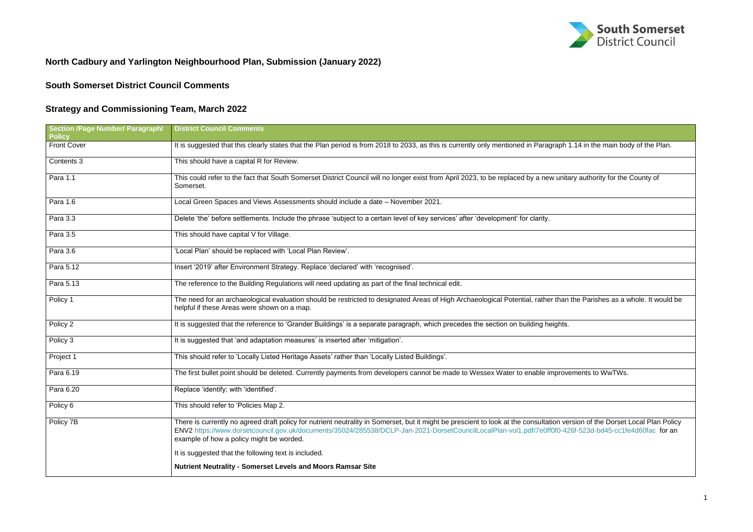# North Cadbury and Yarlington Neighbourhood Plan, Submission (January 2022)

## South Somerset District Council Comments

## Strategy and Commissioning Team, March 2022

| Section /Page Number/ Paragraph/ Policy | District Council Comments |
|---|---|
| Front Cover | It is suggested that this clearly states that the Plan period is from 2018 to 2033, as this is currently only mentioned in Paragraph 1.14 in the main body of the Plan. |
| Contents 3 | This should have a capital R for Review. |
| Para 1.1 | This could refer to the fact that South Somerset District Council will no longer exist from April 2023, to be replaced by a new unitary authority for the County of Somerset. |
| Para 1.6 | Local Green Spaces and Views Assessments should include a date – November 2021. |
| Para 3.3 | Delete 'the' before settlements. Include the phrase 'subject to a certain level of key services' after 'development' for clarity. |
| Para 3.5 | This should have capital V for Village. |
| Para 3.6 | 'Local Plan' should be replaced with 'Local Plan Review'. |
| Para 5.12 | Insert '2019' after Environment Strategy. Replace 'declared' with 'recognised'. |
| Para 5.13 | The reference to the Building Regulations will need updating as part of the final technical edit. |
| Policy 1 | The need for an archaeological evaluation should be restricted to designated Areas of High Archaeological Potential, rather than the Parishes as a whole. It would be helpful if these Areas were shown on a map. |
| Policy 2 | It is suggested that the reference to 'Grander Buildings' is a separate paragraph, which precedes the section on building heights. |
| Policy 3 | It is suggested that 'and adaptation measures' is inserted after 'mitigation'. |
| Project 1 | This should refer to 'Locally Listed Heritage Assets' rather than 'Locally Listed Buildings'. |
| Para 6.19 | The first bullet point should be deleted. Currently payments from developers cannot be made to Wessex Water to enable improvements to WwTWs. |
| Para 6.20 | Replace 'identify; with 'identified'. |
| Policy 6 | This should refer to 'Policies Map 2. |
| Policy 7B | There is currently no agreed draft policy for nutrient neutrality in Somerset, but it might be prescient to look at the consultation version of the Dorset Local Plan Policy ENV2 https://www.dorsetcouncil.gov.uk/documents/35024/285538/DCLP-Jan-2021-DorsetCouncilLocalPlan-vol1.pdf/7e0ff0f0-426f-523d-bd45-cc1fe4d60fac for an example of how a policy might be worded.<br><br>It is suggested that the following text is included.<br><br>**Nutrient Neutrality - Somerset Levels and Moors Ramsar Site** |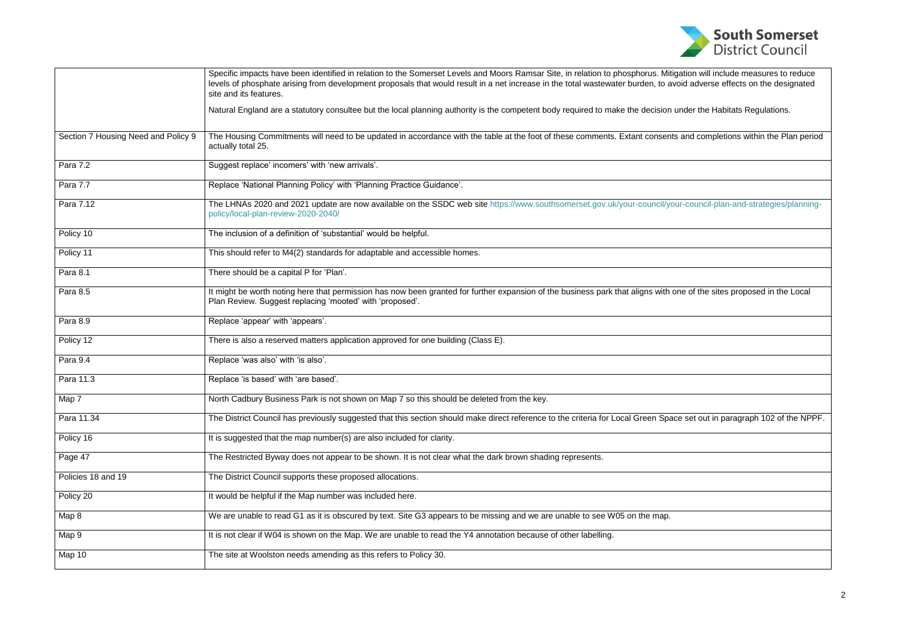| | |
|---|---|
| | Specific impacts have been identified in relation to the Somerset Levels and Moors Ramsar Site, in relation to phosphorus. Mitigation will include measures to reduce levels of phosphate arising from development proposals that would result in a net increase in the total wastewater burden, to avoid adverse effects on the designated site and its features.<br><br>Natural England are a statutory consultee but the local planning authority is the competent body required to make the decision under the Habitats Regulations. |
| Section 7 Housing Need and Policy 9 | The Housing Commitments will need to be updated in accordance with the table at the foot of these comments. Extant consents and completions within the Plan period actually total 25. |
| Para 7.2 | Suggest replace' incomers' with 'new arrivals'. |
| Para 7.7 | Replace 'National Planning Policy' with 'Planning Practice Guidance'. |
| Para 7.12 | The LHNAs 2020 and 2021 update are now available on the SSDC web site https://www.southsomerset.gov.uk/your-council/your-council-plan-and-strategies/planning-policy/local-plan-review-2020-2040/ |
| Policy 10 | The inclusion of a definition of 'substantial' would be helpful. |
| Policy 11 | This should refer to M4(2) standards for adaptable and accessible homes. |
| Para 8.1 | There should be a capital P for 'Plan'. |
| Para 8.5 | It might be worth noting here that permission has now been granted for further expansion of the business park that aligns with one of the sites proposed in the Local Plan Review. Suggest replacing 'mooted' with 'proposed'. |
| Para 8.9 | Replace 'appear' with 'appears'. |
| Policy 12 | There is also a reserved matters application approved for one building (Class E). |
| Para 9.4 | Replace 'was also' with 'is also'. |
| Para 11.3 | Replace 'is based' with 'are based'. |
| Map 7 | North Cadbury Business Park is not shown on Map 7 so this should be deleted from the key. |
| Para 11.34 | The District Council has previously suggested that this section should make direct reference to the criteria for Local Green Space set out in paragraph 102 of the NPPF. |
| Policy 16 | It is suggested that the map number(s) are also included for clarity. |
| Page 47 | The Restricted Byway does not appear to be shown. It is not clear what the dark brown shading represents. |
| Policies 18 and 19 | The District Council supports these proposed allocations. |
| Policy 20 | It would be helpful if the Map number was included here. |
| Map 8 | We are unable to read G1 as it is obscured by text. Site G3 appears to be missing and we are unable to see W05 on the map. |
| Map 9 | It is not clear if W04 is shown on the Map. We are unable to read the Y4 annotation because of other labelling. |
| Map 10 | The site at Woolston needs amending as this refers to Policy 30. |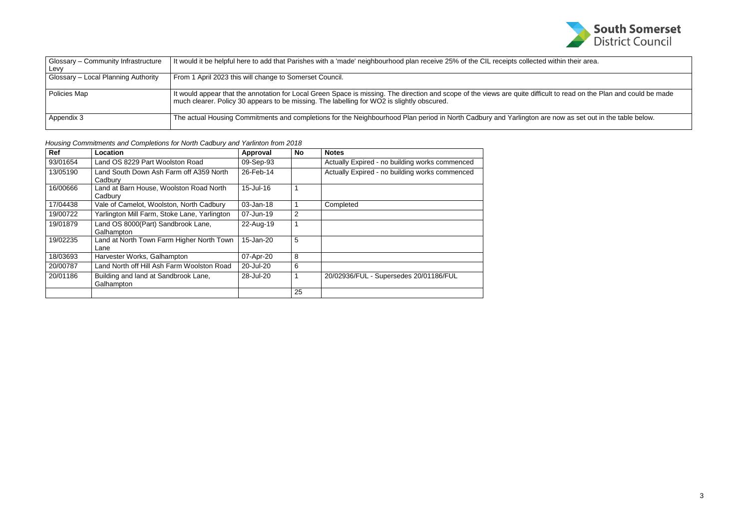| | |
|---|---|
| Glossary – Community Infrastructure Levy | It would it be helpful here to add that Parishes with a 'made' neighbourhood plan receive 25% of the CIL receipts collected within their area. |
| Glossary – Local Planning Authority | From 1 April 2023 this will change to Somerset Council. |
| Policies Map | It would appear that the annotation for Local Green Space is missing. The direction and scope of the views are quite difficult to read on the Plan and could be made much clearer. Policy 30 appears to be missing. The labelling for WO2 is slightly obscured. |
| Appendix 3 | The actual Housing Commitments and completions for the Neighbourhood Plan period in North Cadbury and Yarlington are now as set out in the table below. |

*Housing Commitments and Completions for North Cadbury and Yarlinton from 2018*

| Ref | Location | Approval | No | Notes |
|---|---|---|---|---|
| 93/01654 | Land OS 8229 Part Woolston Road | 09-Sep-93 | | Actually Expired - no building works commenced |
| 13/05190 | Land South Down Ash Farm off A359 North Cadbury | 26-Feb-14 | | Actually Expired - no building works commenced |
| 16/00666 | Land at Barn House, Woolston Road North Cadbury | 15-Jul-16 | 1 | |
| 17/04438 | Vale of Camelot, Woolston, North Cadbury | 03-Jan-18 | 1 | Completed |
| 19/00722 | Yarlington Mill Farm, Stoke Lane, Yarlington | 07-Jun-19 | 2 | |
| 19/01879 | Land OS 8000(Part) Sandbrook Lane, Galhampton | 22-Aug-19 | 1 | |
| 19/02235 | Land at North Town Farm Higher North Town Lane | 15-Jan-20 | 5 | |
| 18/03693 | Harvester Works, Galhampton | 07-Apr-20 | 8 | |
| 20/00787 | Land North off Hill Ash Farm Woolston Road | 20-Jul-20 | 6 | |
| 20/01186 | Building and land at Sandbrook Lane, Galhampton | 28-Jul-20 | 1 | 20/02936/FUL - Supersedes 20/01186/FUL |
| | | | 25 | |